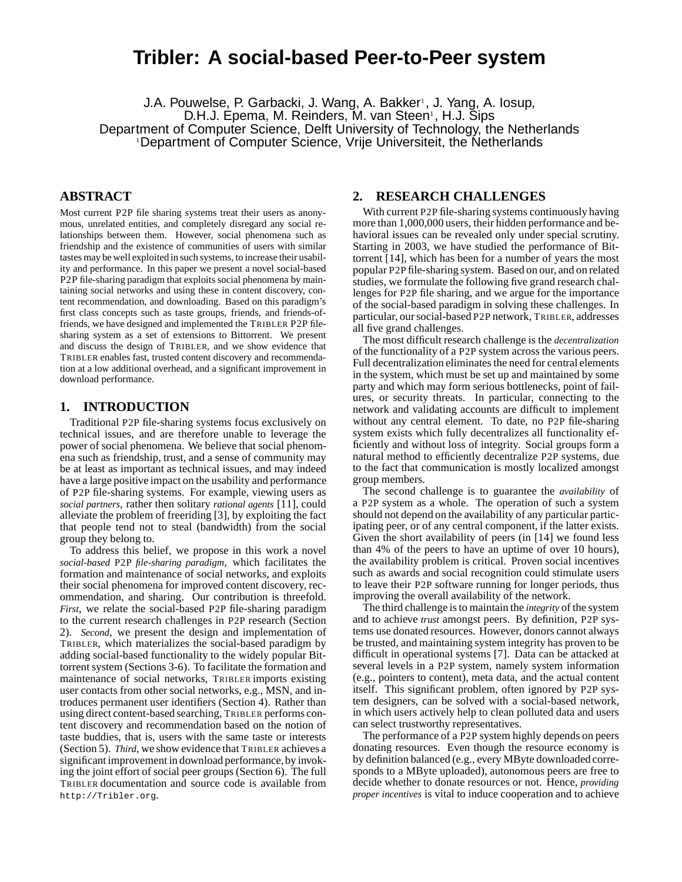# Tribler: A social-based Peer-to-Peer system

J.A. Pouwelse, P. Garbacki, J. Wang, A. Bakker[1], J. Yang, A. Iosup, D.H.J. Epema, M. Reinders, M. van Steen[1], H.J. Sips
Department of Computer Science, Delft University of Technology, the Netherlands
[1]Department of Computer Science, Vrije Universiteit, the Netherlands

## ABSTRACT

Most current P2P file sharing systems treat their users as anonymous, unrelated entities, and completely disregard any social relationships between them. However, social phenomena such as friendship and the existence of communities of users with similar tastes may be well exploited in such systems, to increase their usability and performance. In this paper we present a novel social-based P2P file-sharing paradigm that exploits social phenomena by maintaining social networks and using these in content discovery, content recommendation, and downloading. Based on this paradigm's first class concepts such as taste groups, friends, and friends-of-friends, we have designed and implemented the TRIBLER P2P file-sharing system as a set of extensions to Bittorrent. We present and discuss the design of TRIBLER, and we show evidence that TRIBLER enables fast, trusted content discovery and recommendation at a low additional overhead, and a significant improvement in download performance.

## 1. INTRODUCTION

Traditional P2P file-sharing systems focus exclusively on technical issues, and are therefore unable to leverage the power of social phenomena. We believe that social phenomena such as friendship, trust, and a sense of community may be at least as important as technical issues, and may indeed have a large positive impact on the usability and performance of P2P file-sharing systems. For example, viewing users as *social partners*, rather then solitary *rational agents* [11], could alleviate the problem of freeriding [3], by exploiting the fact that people tend not to steal (bandwidth) from the social group they belong to.

To address this belief, we propose in this work a novel *social-based* P2P *file-sharing paradigm*, which facilitates the formation and maintenance of social networks, and exploits their social phenomena for improved content discovery, recommendation, and sharing. Our contribution is threefold. *First*, we relate the social-based P2P file-sharing paradigm to the current research challenges in P2P research (Section 2). *Second*, we present the design and implementation of TRIBLER, which materializes the social-based paradigm by adding social-based functionality to the widely popular Bittorrent system (Sections 3-6). To facilitate the formation and maintenance of social networks, TRIBLER imports existing user contacts from other social networks, e.g., MSN, and introduces permanent user identifiers (Section 4). Rather than using direct content-based searching, TRIBLER performs content discovery and recommendation based on the notion of taste buddies, that is, users with the same taste or interests (Section 5). *Third*, we show evidence that TRIBLER achieves a significant improvement in download performance, by invoking the joint effort of social peer groups (Section 6). The full TRIBLER documentation and source code is available from `http://Tribler.org`.

## 2. RESEARCH CHALLENGES

With current P2P file-sharing systems continuously having more than 1,000,000 users, their hidden performance and behavioral issues can be revealed only under special scrutiny. Starting in 2003, we have studied the performance of Bittorrent [14], which has been for a number of years the most popular P2P file-sharing system. Based on our, and on related studies, we formulate the following five grand research challenges for P2P file sharing, and we argue for the importance of the social-based paradigm in solving these challenges. In particular, our social-based P2P network, TRIBLER, addresses all five grand challenges.

The most difficult research challenge is the *decentralization* of the functionality of a P2P system across the various peers. Full decentralization eliminates the need for central elements in the system, which must be set up and maintained by some party and which may form serious bottlenecks, point of failures, or security threats. In particular, connecting to the network and validating accounts are difficult to implement without any central element. To date, no P2P file-sharing system exists which fully decentralizes all functionality efficiently and without loss of integrity. Social groups form a natural method to efficiently decentralize P2P systems, due to the fact that communication is mostly localized amongst group members.

The second challenge is to guarantee the *availability* of a P2P system as a whole. The operation of such a system should not depend on the availability of any particular participating peer, or of any central component, if the latter exists. Given the short availability of peers (in [14] we found less than 4% of the peers to have an uptime of over 10 hours), the availability problem is critical. Proven social incentives such as awards and social recognition could stimulate users to leave their P2P software running for longer periods, thus improving the overall availability of the network.

The third challenge is to maintain the *integrity* of the system and to achieve *trust* amongst peers. By definition, P2P systems use donated resources. However, donors cannot always be trusted, and maintaining system integrity has proven to be difficult in operational systems [7]. Data can be attacked at several levels in a P2P system, namely system information (e.g., pointers to content), meta data, and the actual content itself. This significant problem, often ignored by P2P system designers, can be solved with a social-based network, in which users actively help to clean polluted data and users can select trustworthy representatives.

The performance of a P2P system highly depends on peers donating resources. Even though the resource economy is by definition balanced (e.g., every MByte downloaded corresponds to a MByte uploaded), autonomous peers are free to decide whether to donate resources or not. Hence, *providing proper incentives* is vital to induce cooperation and to achieve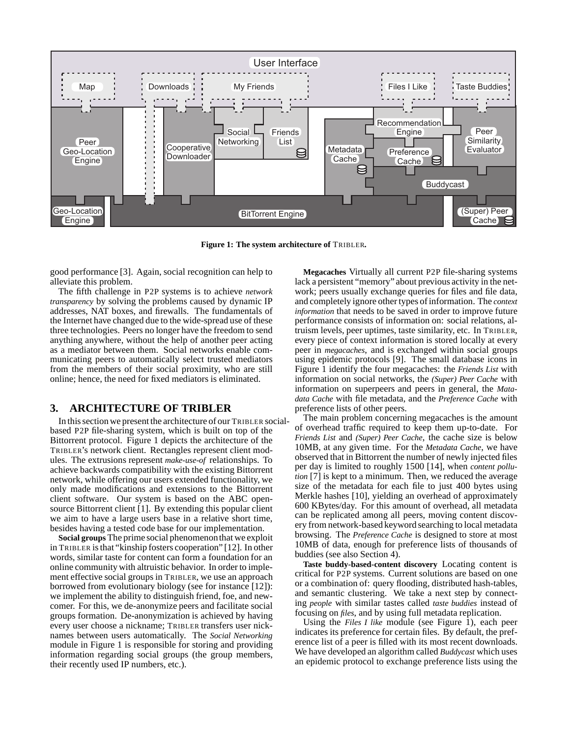Figure 1: The system architecture of TRIBLER.

good performance [3]. Again, social recognition can help to alleviate this problem.

The fifth challenge in P2P systems is to achieve *network transparency* by solving the problems caused by dynamic IP addresses, NAT boxes, and firewalls. The fundamentals of the Internet have changed due to the wide-spread use of these three technologies. Peers no longer have the freedom to send anything anywhere, without the help of another peer acting as a mediator between them. Social networks enable communicating peers to automatically select trusted mediators from the members of their social proximity, who are still online; hence, the need for fixed mediators is eliminated.

## 3. ARCHITECTURE OF TRIBLER

In this section we present the architecture of our TRIBLER social-based P2P file-sharing system, which is built on top of the Bittorrent protocol. Figure 1 depicts the architecture of the TRIBLER's network client. Rectangles represent client modules. The extrusions represent *make-use-of* relationships. To achieve backwards compatibility with the existing Bittorrent network, while offering our users extended functionality, we only made modifications and extensions to the Bittorrent client software. Our system is based on the ABC open-source Bittorrent client [1]. By extending this popular client we aim to have a large users base in a relative short time, besides having a tested code base for our implementation.

**Social groups** The prime social phenomenon that we exploit in TRIBLER is that "kinship fosters cooperation" [12]. In other words, similar taste for content can form a foundation for an online community with altruistic behavior. In order to implement effective social groups in TRIBLER, we use an approach borrowed from evolutionary biology (see for instance [12]): we implement the ability to distinguish friend, foe, and newcomer. For this, we de-anonymize peers and facilitate social groups formation. De-anonymization is achieved by having every user choose a nickname; TRIBLER transfers user nicknames between users automatically. The *Social Networking* module in Figure 1 is responsible for storing and providing information regarding social groups (the group members, their recently used IP numbers, etc.).

**Megacaches** Virtually all current P2P file-sharing systems lack a persistent "memory" about previous activity in the network; peers usually exchange queries for files and file data, and completely ignore other types of information. The *context information* that needs to be saved in order to improve future performance consists of information on: social relations, altruism levels, peer uptimes, taste similarity, etc. In TRIBLER, every piece of context information is stored locally at every peer in *megacaches*, and is exchanged within social groups using epidemic protocols [9]. The small database icons in Figure 1 identify the four megacaches: the *Friends List* with information on social networks, the *(Super) Peer Cache* with information on superpeers and peers in general, the *Matadata Cache* with file metadata, and the *Preference Cache* with preference lists of other peers.

The main problem concerning megacaches is the amount of overhead traffic required to keep them up-to-date. For *Friends List* and *(Super) Peer Cache*, the cache size is below 10MB, at any given time. For the *Metadata Cache*, we have observed that in Bittorrent the number of newly injected files per day is limited to roughly 1500 [14], when *content pollution* [7] is kept to a minimum. Then, we reduced the average size of the metadata for each file to just 400 bytes using Merkle hashes [10], yielding an overhead of approximately 600 KBytes/day. For this amount of overhead, all metadata can be replicated among all peers, moving content discovery from network-based keyword searching to local metadata browsing. The *Preference Cache* is designed to store at most 10MB of data, enough for preference lists of thousands of buddies (see also Section 4).

**Taste buddy-based-content discovery** Locating content is critical for P2P systems. Current solutions are based on one or a combination of: query flooding, distributed hash-tables, and semantic clustering. We take a next step by connecting *people* with similar tastes called *taste buddies* instead of focusing on *files*, and by using full metadata replication.

Using the *Files I like* module (see Figure 1), each peer indicates its preference for certain files. By default, the preference list of a peer is filled with its most recent downloads. We have developed an algorithm called *Buddycast* which uses an epidemic protocol to exchange preference lists using the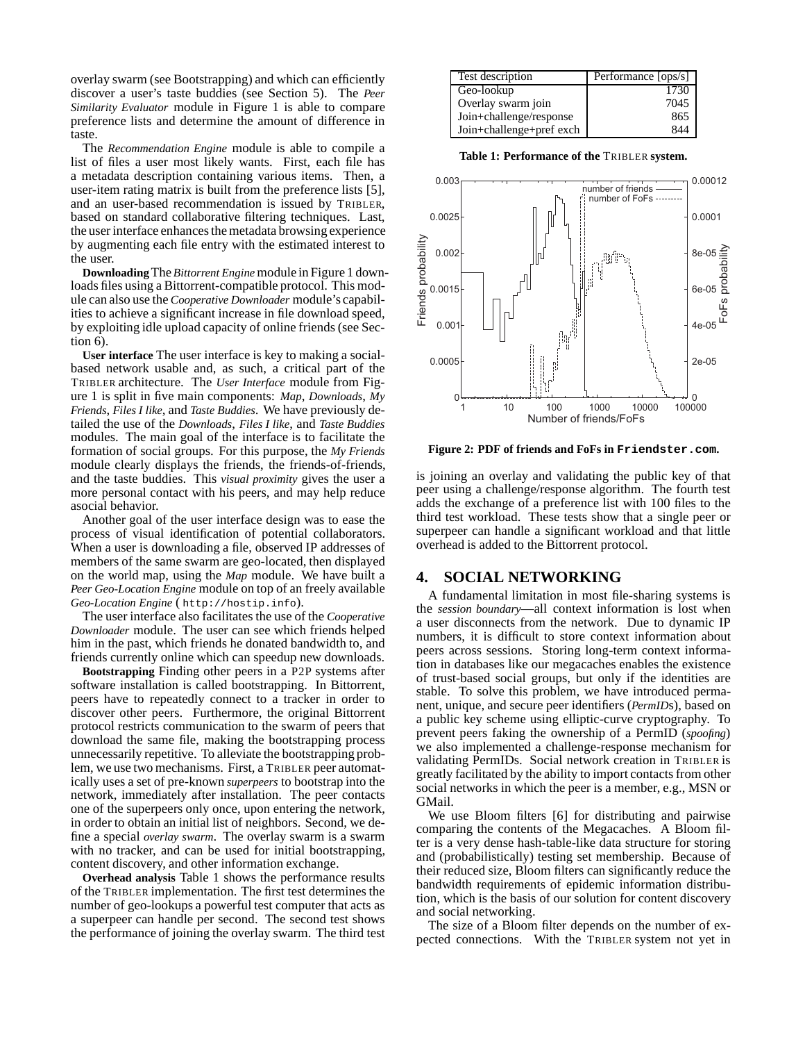overlay swarm (see Bootstrapping) and which can efficiently discover a user's taste buddies (see Section 5). The *Peer Similarity Evaluator* module in Figure 1 is able to compare preference lists and determine the amount of difference in taste.

The *Recommendation Engine* module is able to compile a list of files a user most likely wants. First, each file has a metadata description containing various items. Then, a user-item rating matrix is built from the preference lists [5], and an user-based recommendation is issued by TRIBLER, based on standard collaborative filtering techniques. Last, the user interface enhances the metadata browsing experience by augmenting each file entry with the estimated interest to the user.

**Downloading** The *Bittorrent Engine* module in Figure 1 downloads files using a Bittorrent-compatible protocol. This module can also use the *Cooperative Downloader* module's capabilities to achieve a significant increase in file download speed, by exploiting idle upload capacity of online friends (see Section 6).

**User interface** The user interface is key to making a social-based network usable and, as such, a critical part of the TRIBLER architecture. The *User Interface* module from Figure 1 is split in five main components: *Map*, *Downloads*, *My Friends*, *Files I like*, and *Taste Buddies*. We have previously detailed the use of the *Downloads*, *Files I like*, and *Taste Buddies* modules. The main goal of the interface is to facilitate the formation of social groups. For this purpose, the *My Friends* module clearly displays the friends, the friends-of-friends, and the taste buddies. This *visual proximity* gives the user a more personal contact with his peers, and may help reduce asocial behavior.

Another goal of the user interface design was to ease the process of visual identification of potential collaborators. When a user is downloading a file, observed IP addresses of members of the same swarm are geo-located, then displayed on the world map, using the *Map* module. We have built a *Peer Geo-Location Engine* module on top of an freely available *Geo-Location Engine* ( `http://hostip.info`).

The user interface also facilitates the use of the *Cooperative Downloader* module. The user can see which friends helped him in the past, which friends he donated bandwidth to, and friends currently online which can speedup new downloads.

**Bootstrapping** Finding other peers in a P2P systems after software installation is called bootstrapping. In Bittorrent, peers have to repeatedly connect to a tracker in order to discover other peers. Furthermore, the original Bittorrent protocol restricts communication to the swarm of peers that download the same file, making the bootstrapping process unnecessarily repetitive. To alleviate the bootstrapping problem, we use two mechanisms. First, a TRIBLER peer automatically uses a set of pre-known *superpeers* to bootstrap into the network, immediately after installation. The peer contacts one of the superpeers only once, upon entering the network, in order to obtain an initial list of neighbors. Second, we define a special *overlay swarm*. The overlay swarm is a swarm with no tracker, and can be used for initial bootstrapping, content discovery, and other information exchange.

**Overhead analysis** Table 1 shows the performance results of the TRIBLER implementation. The first test determines the number of geo-lookups a powerful test computer that acts as a superpeer can handle per second. The second test shows the performance of joining the overlay swarm. The third test is joining an overlay and validating the public key of that peer using a challenge/response algorithm. The fourth test adds the exchange of a preference list with 100 files to the third test workload. These tests show that a single peer or superpeer can handle a significant workload and that little overhead is added to the Bittorrent protocol.

| Test description | Performance [ops/s] |
|---|---|
| Geo-lookup | 1730 |
| Overlay swarm join | 7045 |
| Join+challenge/response | 865 |
| Join+challenge+pref exch | 844 |

**Table 1: Performance of the TRIBLER system.**

**Figure 2: PDF of friends and FoFs in `Friendster.com`.**

## 4. SOCIAL NETWORKING

A fundamental limitation in most file-sharing systems is the *session boundary*—all context information is lost when a user disconnects from the network. Due to dynamic IP numbers, it is difficult to store context information about peers across sessions. Storing long-term context information in databases like our megacaches enables the existence of trust-based social groups, but only if the identities are stable. To solve this problem, we have introduced permanent, unique, and secure peer identifiers (*PermIDs*), based on a public key scheme using elliptic-curve cryptography. To prevent peers faking the ownership of a PermID (*spoofing*) we also implemented a challenge-response mechanism for validating PermIDs. Social network creation in TRIBLER is greatly facilitated by the ability to import contacts from other social networks in which the peer is a member, e.g., MSN or GMail.

We use Bloom filters [6] for distributing and pairwise comparing the contents of the Megacaches. A Bloom filter is a very dense hash-table-like data structure for storing and (probabilistically) testing set membership. Because of their reduced size, Bloom filters can significantly reduce the bandwidth requirements of epidemic information distribution, which is the basis of our solution for content discovery and social networking.

The size of a Bloom filter depends on the number of expected connections. With the TRIBLER system not yet in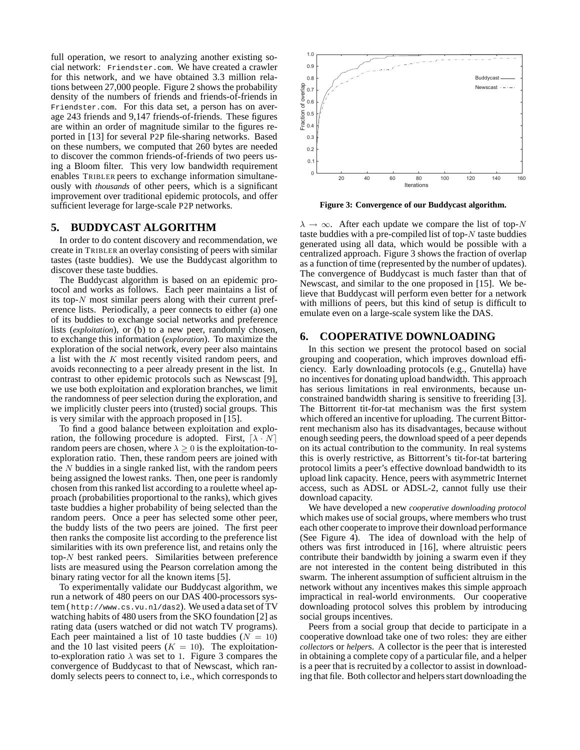full operation, we resort to analyzing another existing social network: Friendster.com. We have created a crawler for this network, and we have obtained 3.3 million relations between 27,000 people. Figure 2 shows the probability density of the numbers of friends and friends-of-friends in Friendster.com. For this data set, a person has on average 243 friends and 9,147 friends-of-friends. These figures are within an order of magnitude similar to the figures reported in [13] for several P2P file-sharing networks. Based on these numbers, we computed that 260 bytes are needed to discover the common friends-of-friends of two peers using a Bloom filter. This very low bandwidth requirement enables TRIBLER peers to exchange information simultaneously with *thousands* of other peers, which is a significant improvement over traditional epidemic protocols, and offer sufficient leverage for large-scale P2P networks.

## 5. BUDDYCAST ALGORITHM

In order to do content discovery and recommendation, we create in TRIBLER an overlay consisting of peers with similar tastes (taste buddies). We use the Buddycast algorithm to discover these taste buddies.

The Buddycast algorithm is based on an epidemic protocol and works as follows. Each peer maintains a list of its top-$N$ most similar peers along with their current preference lists. Periodically, a peer connects to either (a) one of its buddies to exchange social networks and preference lists (*exploitation*), or (b) to a new peer, randomly chosen, to exchange this information (*exploration*). To maximize the exploration of the social network, every peer also maintains a list with the $K$ most recently visited random peers, and avoids reconnecting to a peer already present in the list. In contrast to other epidemic protocols such as Newscast [9], we use both exploitation and exploration branches, we limit the randomness of peer selection during the exploration, and we implicitly cluster peers into (trusted) social groups. This is very similar with the approach proposed in [15].

To find a good balance between exploitation and exploration, the following procedure is adopted. First, $\lceil \lambda \cdot N \rceil$ random peers are chosen, where $\lambda \geq 0$ is the exploitation-to-exploration ratio. Then, these random peers are joined with the $N$ buddies in a single ranked list, with the random peers being assigned the lowest ranks. Then, one peer is randomly chosen from this ranked list according to a roulette wheel approach (probabilities proportional to the ranks), which gives taste buddies a higher probability of being selected than the random peers. Once a peer has selected some other peer, the buddy lists of the two peers are joined. The first peer then ranks the composite list according to the preference list similarities with its own preference list, and retains only the top-$N$ best ranked peers. Similarities between preference lists are measured using the Pearson correlation among the binary rating vector for all the known items [5].

To experimentally validate our Buddycast algorithm, we run a network of 480 peers on our DAS 400-processors system (http://www.cs.vu.nl/das2). We used a data set of TV watching habits of 480 users from the SKO foundation [2] as rating data (users watched or did not watch TV programs). Each peer maintained a list of 10 taste buddies ($N = 10$) and the 10 last visited peers ($K = 10$). The exploitation-to-exploration ratio $\lambda$ was set to 1. Figure 3 compares the convergence of Buddycast to that of Newscast, which randomly selects peers to connect to, i.e., which corresponds to $\lambda \to \infty$. After each update we compare the list of top-$N$ taste buddies with a pre-compiled list of top-$N$ taste buddies generated using all data, which would be possible with a centralized approach. Figure 3 shows the fraction of overlap as a function of time (represented by the number of updates). The convergence of Buddycast is much faster than that of Newscast, and similar to the one proposed in [15]. We believe that Buddycast will perform even better for a network with millions of peers, but this kind of setup is difficult to emulate even on a large-scale system like the DAS.

**Figure 3: Convergence of our Buddycast algorithm.**

## 6. COOPERATIVE DOWNLOADING

In this section we present the protocol based on social grouping and cooperation, which improves download efficiency. Early downloading protocols (e.g., Gnutella) have no incentives for donating upload bandwidth. This approach has serious limitations in real environments, because unconstrained bandwidth sharing is sensitive to freeriding [3]. The Bittorrent tit-for-tat mechanism was the first system which offered an incentive for uploading. The current Bittorrent mechanism also has its disadvantages, because without enough seeding peers, the download speed of a peer depends on its actual contribution to the community. In real systems this is overly restrictive, as Bittorrent's tit-for-tat bartering protocol limits a peer's effective download bandwidth to its upload link capacity. Hence, peers with asymmetric Internet access, such as ADSL or ADSL-2, cannot fully use their download capacity.

We have developed a new *cooperative downloading protocol* which makes use of social groups, where members who trust each other cooperate to improve their download performance (See Figure 4). The idea of download with the help of others was first introduced in [16], where altruistic peers contribute their bandwidth by joining a swarm even if they are not interested in the content being distributed in this swarm. The inherent assumption of sufficient altruism in the network without any incentives makes this simple approach impractical in real-world environments. Our cooperative downloading protocol solves this problem by introducing social groups incentives.

Peers from a social group that decide to participate in a cooperative download take one of two roles: they are either *collector*s or *helper*s. A collector is the peer that is interested in obtaining a complete copy of a particular file, and a helper is a peer that is recruited by a collector to assist in downloading that file. Both collector and helpers start downloading the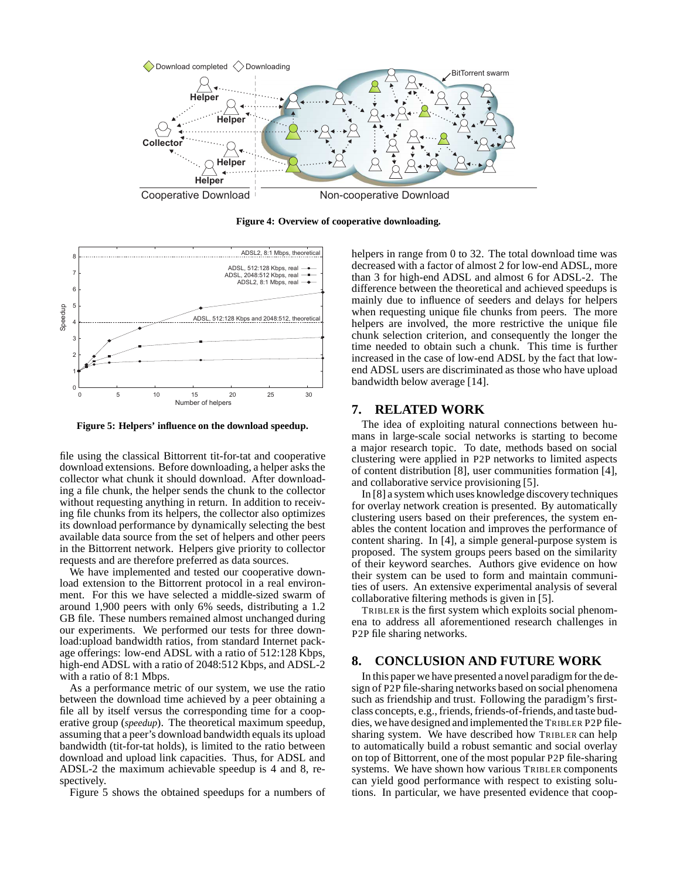Figure 4: Overview of cooperative downloading.

Figure 5: Helpers' influence on the download speedup.

file using the classical Bittorrent tit-for-tat and cooperative download extensions. Before downloading, a helper asks the collector what chunk it should download. After downloading a file chunk, the helper sends the chunk to the collector without requesting anything in return. In addition to receiving file chunks from its helpers, the collector also optimizes its download performance by dynamically selecting the best available data source from the set of helpers and other peers in the Bittorrent network. Helpers give priority to collector requests and are therefore preferred as data sources.

We have implemented and tested our cooperative download extension to the Bittorrent protocol in a real environment. For this we have selected a middle-sized swarm of around 1,900 peers with only 6% seeds, distributing a 1.2 GB file. These numbers remained almost unchanged during our experiments. We performed our tests for three download:upload bandwidth ratios, from standard Internet package offerings: low-end ADSL with a ratio of 512:128 Kbps, high-end ADSL with a ratio of 2048:512 Kbps, and ADSL-2 with a ratio of 8:1 Mbps.

As a performance metric of our system, we use the ratio between the download time achieved by a peer obtaining a file all by itself versus the corresponding time for a cooperative group (*speedup*). The theoretical maximum speedup, assuming that a peer's download bandwidth equals its upload bandwidth (tit-for-tat holds), is limited to the ratio between download and upload link capacities. Thus, for ADSL and ADSL-2 the maximum achievable speedup is 4 and 8, respectively.

Figure 5 shows the obtained speedups for a numbers of helpers in range from 0 to 32. The total download time was decreased with a factor of almost 2 for low-end ADSL, more than 3 for high-end ADSL and almost 6 for ADSL-2. The difference between the theoretical and achieved speedups is mainly due to influence of seeders and delays for helpers when requesting unique file chunks from peers. The more helpers are involved, the more restrictive the unique file chunk selection criterion, and consequently the longer the time needed to obtain such a chunk. This time is further increased in the case of low-end ADSL by the fact that low-end ADSL users are discriminated as those who have upload bandwidth below average [14].

## 7. RELATED WORK

The idea of exploiting natural connections between humans in large-scale social networks is starting to become a major research topic. To date, methods based on social clustering were applied in P2P networks to limited aspects of content distribution [8], user communities formation [4], and collaborative service provisioning [5].

In [8] a system which uses knowledge discovery techniques for overlay network creation is presented. By automatically clustering users based on their preferences, the system enables the content location and improves the performance of content sharing. In [4], a simple general-purpose system is proposed. The system groups peers based on the similarity of their keyword searches. Authors give evidence on how their system can be used to form and maintain communities of users. An extensive experimental analysis of several collaborative filtering methods is given in [5].

TRIBLER is the first system which exploits social phenomena to address all aforementioned research challenges in P2P file sharing networks.

## 8. CONCLUSION AND FUTURE WORK

In this paper we have presented a novel paradigm for the design of P2P file-sharing networks based on social phenomena such as friendship and trust. Following the paradigm's first-class concepts, e.g., friends, friends-of-friends, and taste buddies, we have designed and implemented the TRIBLER P2P file-sharing system. We have described how TRIBLER can help to automatically build a robust semantic and social overlay on top of Bittorrent, one of the most popular P2P file-sharing systems. We have shown how various TRIBLER components can yield good performance with respect to existing solutions. In particular, we have presented evidence that coop-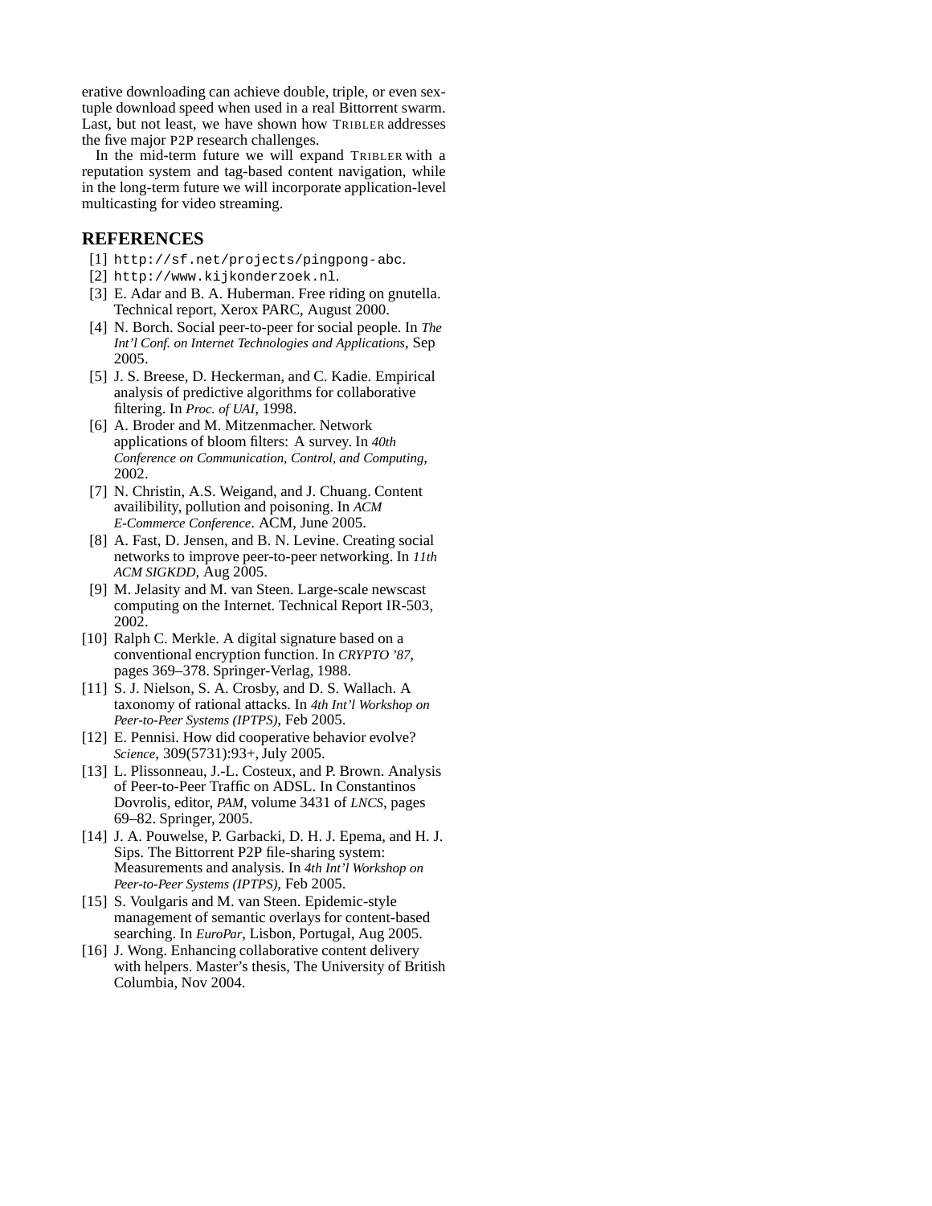erative downloading can achieve double, triple, or even sextuple download speed when used in a real Bittorrent swarm. Last, but not least, we have shown how TRIBLER addresses the five major P2P research challenges.

In the mid-term future we will expand TRIBLER with a reputation system and tag-based content navigation, while in the long-term future we will incorporate application-level multicasting for video streaming.

## REFERENCES

[1] `http://sf.net/projects/pingpong-abc`.

[2] `http://www.kijkonderzoek.nl`.

[3] E. Adar and B. A. Huberman. Free riding on gnutella. Technical report, Xerox PARC, August 2000.

[4] N. Borch. Social peer-to-peer for social people. In *The Int'l Conf. on Internet Technologies and Applications*, Sep 2005.

[5] J. S. Breese, D. Heckerman, and C. Kadie. Empirical analysis of predictive algorithms for collaborative filtering. In *Proc. of UAI*, 1998.

[6] A. Broder and M. Mitzenmacher. Network applications of bloom filters: A survey. In *40th Conference on Communication, Control, and Computing*, 2002.

[7] N. Christin, A.S. Weigand, and J. Chuang. Content availibility, pollution and poisoning. In *ACM E-Commerce Conference*. ACM, June 2005.

[8] A. Fast, D. Jensen, and B. N. Levine. Creating social networks to improve peer-to-peer networking. In *11th ACM SIGKDD*, Aug 2005.

[9] M. Jelasity and M. van Steen. Large-scale newscast computing on the Internet. Technical Report IR-503, 2002.

[10] Ralph C. Merkle. A digital signature based on a conventional encryption function. In *CRYPTO '87*, pages 369–378. Springer-Verlag, 1988.

[11] S. J. Nielson, S. A. Crosby, and D. S. Wallach. A taxonomy of rational attacks. In *4th Int'l Workshop on Peer-to-Peer Systems (IPTPS)*, Feb 2005.

[12] E. Pennisi. How did cooperative behavior evolve? *Science*, 309(5731):93+, July 2005.

[13] L. Plissonneau, J.-L. Costeux, and P. Brown. Analysis of Peer-to-Peer Traffic on ADSL. In Constantinos Dovrolis, editor, *PAM*, volume 3431 of *LNCS*, pages 69–82. Springer, 2005.

[14] J. A. Pouwelse, P. Garbacki, D. H. J. Epema, and H. J. Sips. The Bittorrent P2P file-sharing system: Measurements and analysis. In *4th Int'l Workshop on Peer-to-Peer Systems (IPTPS)*, Feb 2005.

[15] S. Voulgaris and M. van Steen. Epidemic-style management of semantic overlays for content-based searching. In *EuroPar*, Lisbon, Portugal, Aug 2005.

[16] J. Wong. Enhancing collaborative content delivery with helpers. Master's thesis, The University of British Columbia, Nov 2004.